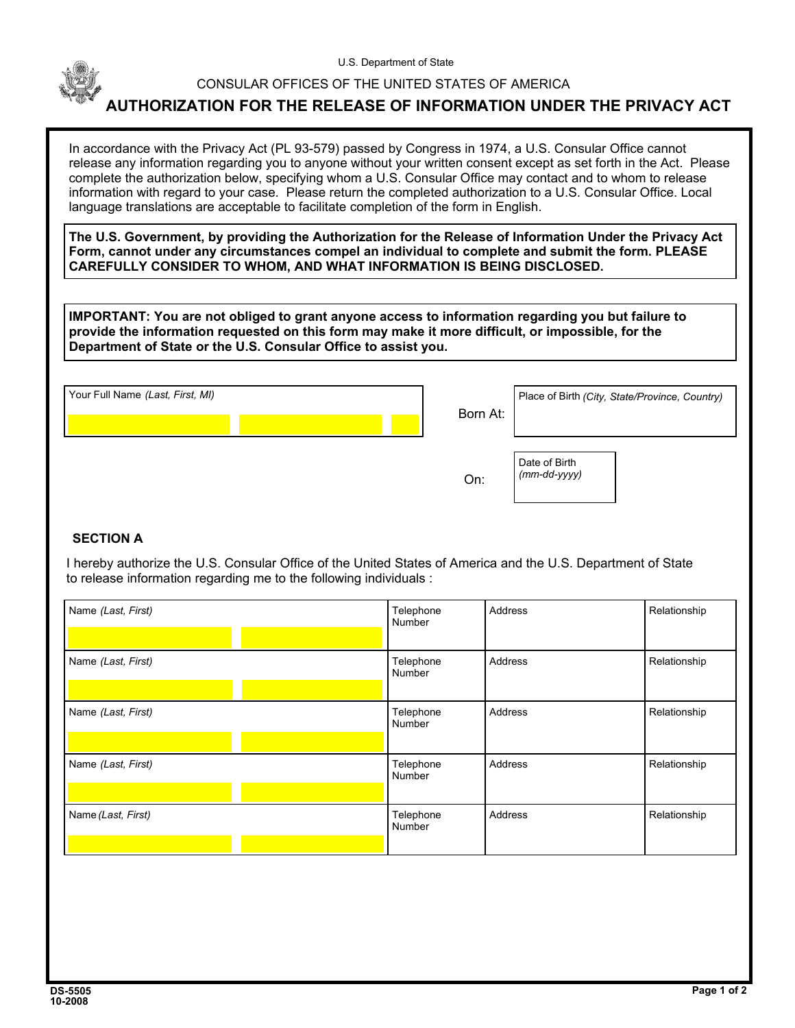U.S. Department of State

CONSULAR OFFICES OF THE UNITED STATES OF AMERICA

# AUTHORIZATION FOR THE RELEASE OF INFORMATION UNDER THE PRIVACY ACT

In accordance with the Privacy Act (PL 93-579) passed by Congress in 1974, a U.S. Consular Office cannot release any information regarding you to anyone without your written consent except as set forth in the Act. Please complete the authorization below, specifying whom a U.S. Consular Office may contact and to whom to release information with regard to your case. Please return the completed authorization to a U.S. Consular Office. Local language translations are acceptable to facilitate completion of the form in English.

**The U.S. Government, by providing the Authorization for the Release of Information Under the Privacy Act Form, cannot under any circumstances compel an individual to complete and submit the form. PLEASE CAREFULLY CONSIDER TO WHOM, AND WHAT INFORMATION IS BEING DISCLOSED.**

**IMPORTANT: You are not obliged to grant anyone access to information regarding you but failure to provide the information requested on this form may make it more difficult, or impossible, for the Department of State or the U.S. Consular Office to assist you.**

| Your Full Name *(Last, First, MI)* | Born At: | Place of Birth *(City, State/Province, Country)* |
|---|---|---|
| | On: | Date of Birth *(mm-dd-yyyy)* |

**SECTION A**

I hereby authorize the U.S. Consular Office of the United States of America and the U.S. Department of State to release information regarding me to the following individuals :

| Name *(Last, First)* | Telephone Number | Address | Relationship |
|---|---|---|---|
| | | | |
| | | | |
| | | | |
| | | | |
| | | | |

DS-5505
10-2008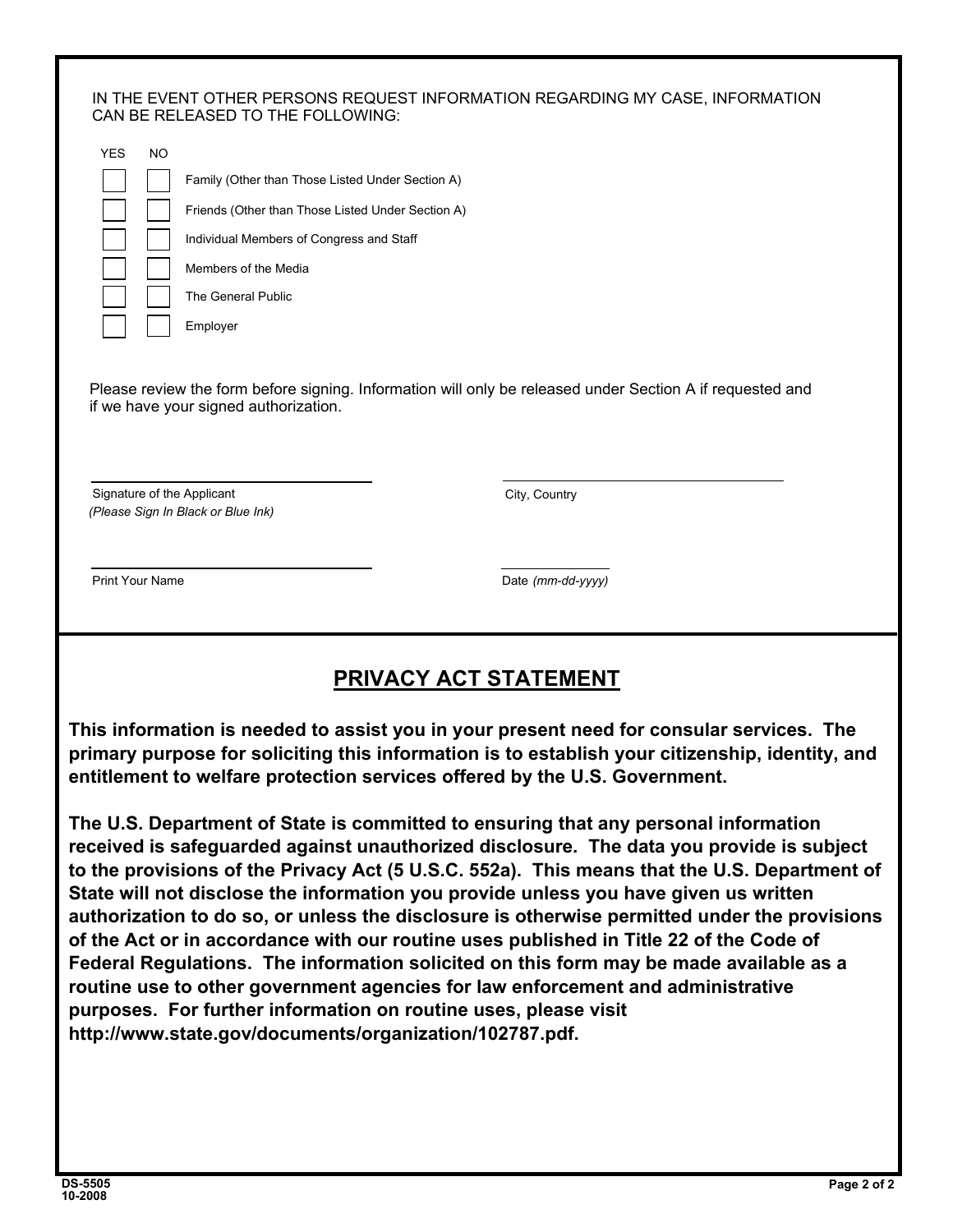IN THE EVENT OTHER PERSONS REQUEST INFORMATION REGARDING MY CASE, INFORMATION CAN BE RELEASED TO THE FOLLOWING:

| YES | NO | |
|---|---|---|
| ☐ | ☐ | Family (Other than Those Listed Under Section A) |
| ☐ | ☐ | Friends (Other than Those Listed Under Section A) |
| ☐ | ☐ | Individual Members of Congress and Staff |
| ☐ | ☐ | Members of the Media |
| ☐ | ☐ | The General Public |
| ☐ | ☐ | Employer |

Please review the form before signing. Information will only be released under Section A if requested and if we have your signed authorization.

Signature of the Applicant
*(Please Sign In Black or Blue Ink)*

City, Country

Print Your Name

Date *(mm-dd-yyyy)*

## PRIVACY ACT STATEMENT

**This information is needed to assist you in your present need for consular services. The primary purpose for soliciting this information is to establish your citizenship, identity, and entitlement to welfare protection services offered by the U.S. Government.**

**The U.S. Department of State is committed to ensuring that any personal information received is safeguarded against unauthorized disclosure. The data you provide is subject to the provisions of the Privacy Act (5 U.S.C. 552a). This means that the U.S. Department of State will not disclose the information you provide unless you have given us written authorization to do so, or unless the disclosure is otherwise permitted under the provisions of the Act or in accordance with our routine uses published in Title 22 of the Code of Federal Regulations. The information solicited on this form may be made available as a routine use to other government agencies for law enforcement and administrative purposes. For further information on routine uses, please visit http://www.state.gov/documents/organization/102787.pdf.**

DS-5505
10-2008